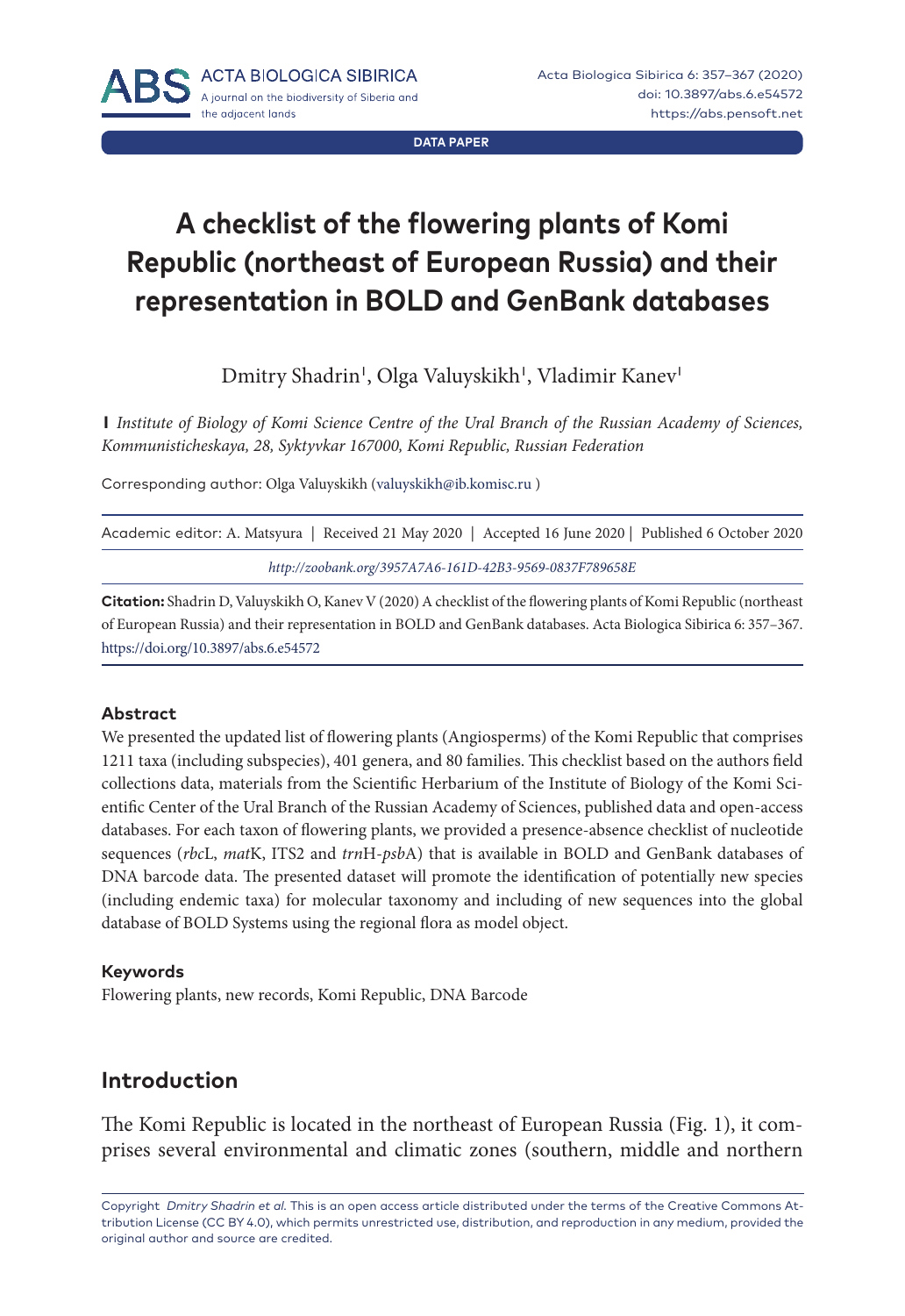DATA PAPER

# A checklist of the flowering plants of Komi Republic (northeast of European Russia) and their representation in BOLD and GenBank databases

Dmitry Shadrin[1], Olga Valuyskikh[1], Vladimir Kanev[1]

**1** *Institute of Biology of Komi Science Centre of the Ural Branch of the Russian Academy of Sciences, Kommunisticheskaya, 28, Syktyvkar 167000, Komi Republic, Russian Federation*

Corresponding author: Olga Valuyskikh (valuyskikh@ib.komisc.ru )

Academic editor: A. Matsyura | Received 21 May 2020 | Accepted 16 June 2020 | Published 6 October 2020

*http://zoobank.org/3957A7A6-161D-42B3-9569-0837F789658E*

**Citation:** Shadrin D, Valuyskikh O, Kanev V (2020) A checklist of the flowering plants of Komi Republic (northeast of European Russia) and their representation in BOLD and GenBank databases. Acta Biologica Sibirica 6: 357–367. https://doi.org/10.3897/abs.6.e54572

## Abstract

We presented the updated list of flowering plants (Angiosperms) of the Komi Republic that comprises 1211 taxa (including subspecies), 401 genera, and 80 families. This checklist based on the authors field collections data, materials from the Scientific Herbarium of the Institute of Biology of the Komi Scientific Center of the Ural Branch of the Russian Academy of Sciences, published data and open-access databases. For each taxon of flowering plants, we provided a presence-absence checklist of nucleotide sequences (*rbc*L, *mat*K, ITS2 and *trn*H-*psb*A) that is available in BOLD and GenBank databases of DNA barcode data. The presented dataset will promote the identification of potentially new species (including endemic taxa) for molecular taxonomy and including of new sequences into the global database of BOLD Systems using the regional flora as model object.

## Keywords

Flowering plants, new records, Komi Republic, DNA Barcode

## Introduction

The Komi Republic is located in the northeast of European Russia (Fig. 1), it comprises several environmental and climatic zones (southern, middle and northern

Copyright *Dmitry Shadrin et al.* This is an open access article distributed under the terms of the Creative Commons Attribution License (CC BY 4.0), which permits unrestricted use, distribution, and reproduction in any medium, provided the original author and source are credited.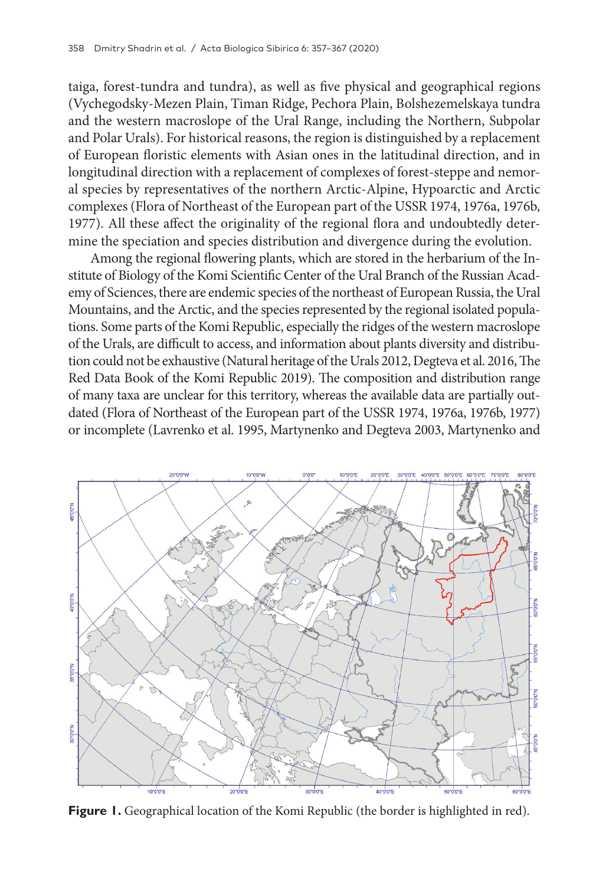taiga, forest-tundra and tundra), as well as five physical and geographical regions (Vychegodsky-Mezen Plain, Timan Ridge, Pechora Plain, Bolshezemelskaya tundra and the western macroslope of the Ural Range, including the Northern, Subpolar and Polar Urals). For historical reasons, the region is distinguished by a replacement of European floristic elements with Asian ones in the latitudinal direction, and in longitudinal direction with a replacement of complexes of forest-steppe and nemoral species by representatives of the northern Arctic-Alpine, Hypoarctic and Arctic complexes (Flora of Northeast of the European part of the USSR 1974, 1976a, 1976b, 1977). All these affect the originality of the regional flora and undoubtedly determine the speciation and species distribution and divergence during the evolution.

Among the regional flowering plants, which are stored in the herbarium of the Institute of Biology of the Komi Scientific Center of the Ural Branch of the Russian Academy of Sciences, there are endemic species of the northeast of European Russia, the Ural Mountains, and the Arctic, and the species represented by the regional isolated populations. Some parts of the Komi Republic, especially the ridges of the western macroslope of the Urals, are difficult to access, and information about plants diversity and distribution could not be exhaustive (Natural heritage of the Urals 2012, Degteva et al. 2016, The Red Data Book of the Komi Republic 2019). The composition and distribution range of many taxa are unclear for this territory, whereas the available data are partially outdated (Flora of Northeast of the European part of the USSR 1974, 1976a, 1976b, 1977) or incomplete (Lavrenko et al. 1995, Martynenko and Degteva 2003, Martynenko and

**Figure 1.** Geographical location of the Komi Republic (the border is highlighted in red).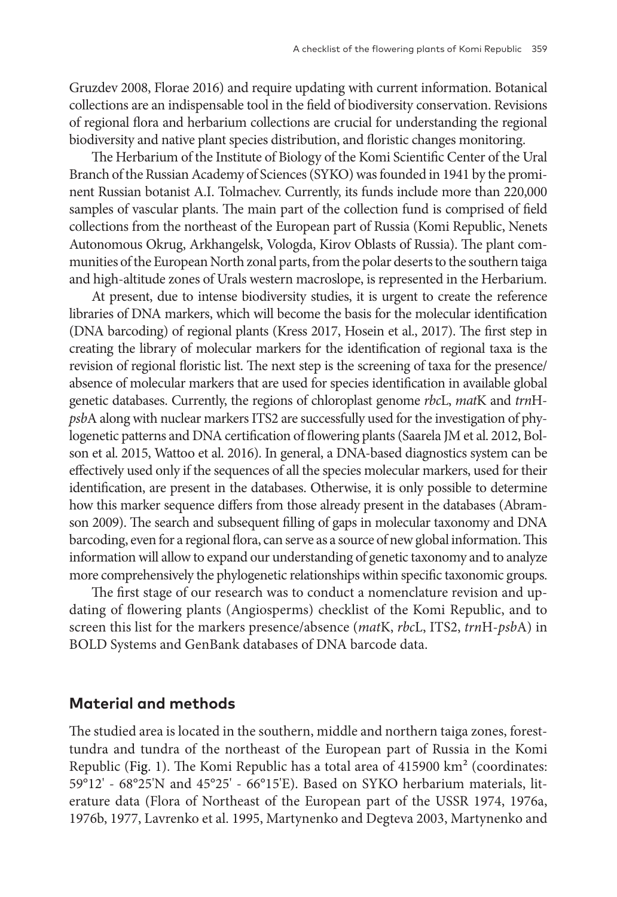Gruzdev 2008, Florae 2016) and require updating with current information. Botanical collections are an indispensable tool in the field of biodiversity conservation. Revisions of regional flora and herbarium collections are crucial for understanding the regional biodiversity and native plant species distribution, and floristic changes monitoring.

The Herbarium of the Institute of Biology of the Komi Scientific Center of the Ural Branch of the Russian Academy of Sciences (SYKO) was founded in 1941 by the prominent Russian botanist A.I. Tolmachev. Currently, its funds include more than 220,000 samples of vascular plants. The main part of the collection fund is comprised of field collections from the northeast of the European part of Russia (Komi Republic, Nenets Autonomous Okrug, Arkhangelsk, Vologda, Kirov Oblasts of Russia). The plant communities of the European North zonal parts, from the polar deserts to the southern taiga and high-altitude zones of Urals western macroslope, is represented in the Herbarium.

At present, due to intense biodiversity studies, it is urgent to create the reference libraries of DNA markers, which will become the basis for the molecular identification (DNA barcoding) of regional plants (Kress 2017, Hosein et al., 2017). The first step in creating the library of molecular markers for the identification of regional taxa is the revision of regional floristic list. The next step is the screening of taxa for the presence/absence of molecular markers that are used for species identification in available global genetic databases. Currently, the regions of chloroplast genome *rbc*L, *mat*K and *trn*H-*psb*A along with nuclear markers ITS2 are successfully used for the investigation of phylogenetic patterns and DNA certification of flowering plants (Saarela JM et al. 2012, Bolson et al. 2015, Wattoo et al. 2016). In general, a DNA-based diagnostics system can be effectively used only if the sequences of all the species molecular markers, used for their identification, are present in the databases. Otherwise, it is only possible to determine how this marker sequence differs from those already present in the databases (Abramson 2009). The search and subsequent filling of gaps in molecular taxonomy and DNA barcoding, even for a regional flora, can serve as a source of new global information. This information will allow to expand our understanding of genetic taxonomy and to analyze more comprehensively the phylogenetic relationships within specific taxonomic groups.

The first stage of our research was to conduct a nomenclature revision and updating of flowering plants (Angiosperms) checklist of the Komi Republic, and to screen this list for the markers presence/absence (*mat*K, *rbc*L, ITS2, *trn*H-*psb*A) in BOLD Systems and GenBank databases of DNA barcode data.

## Material and methods

The studied area is located in the southern, middle and northern taiga zones, forest-tundra and tundra of the northeast of the European part of Russia in the Komi Republic (Fig. 1). The Komi Republic has a total area of 415900 km² (coordinates: 59°12' - 68°25'N and 45°25' - 66°15'E). Based on SYKO herbarium materials, literature data (Flora of Northeast of the European part of the USSR 1974, 1976a, 1976b, 1977, Lavrenko et al. 1995, Martynenko and Degteva 2003, Martynenko and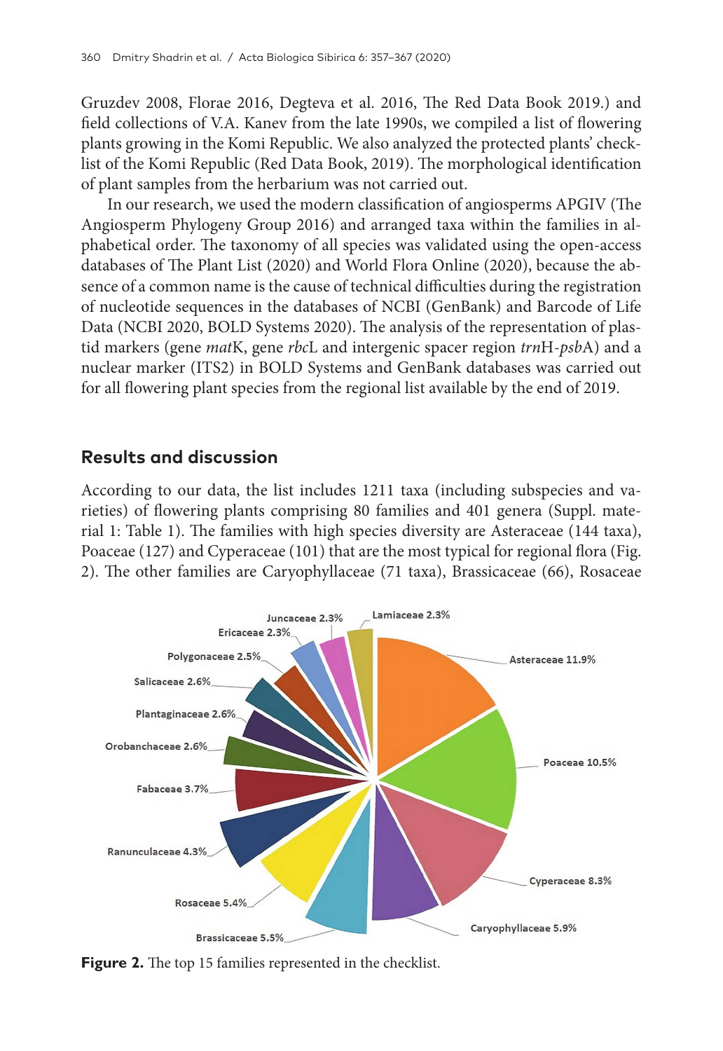Gruzdev 2008, Florae 2016, Degteva et al. 2016, The Red Data Book 2019.) and field collections of V.A. Kanev from the late 1990s, we compiled a list of flowering plants growing in the Komi Republic. We also analyzed the protected plants' checklist of the Komi Republic (Red Data Book, 2019). The morphological identification of plant samples from the herbarium was not carried out.

In our research, we used the modern classification of angiosperms APGIV (The Angiosperm Phylogeny Group 2016) and arranged taxa within the families in alphabetical order. The taxonomy of all species was validated using the open-access databases of The Plant List (2020) and World Flora Online (2020), because the absence of a common name is the cause of technical difficulties during the registration of nucleotide sequences in the databases of NCBI (GenBank) and Barcode of Life Data (NCBI 2020, BOLD Systems 2020). The analysis of the representation of plastid markers (gene *mat*K, gene *rbc*L and intergenic spacer region *trn*H-*psb*A) and a nuclear marker (ITS2) in BOLD Systems and GenBank databases was carried out for all flowering plant species from the regional list available by the end of 2019.

## Results and discussion

According to our data, the list includes 1211 taxa (including subspecies and varieties) of flowering plants comprising 80 families and 401 genera (Suppl. material 1: Table 1). The families with high species diversity are Asteraceae (144 taxa), Poaceae (127) and Cyperaceae (101) that are the most typical for regional flora (Fig. 2). The other families are Caryophyllaceae (71 taxa), Brassicaceae (66), Rosaceae

**Figure 2.** The top 15 families represented in the checklist.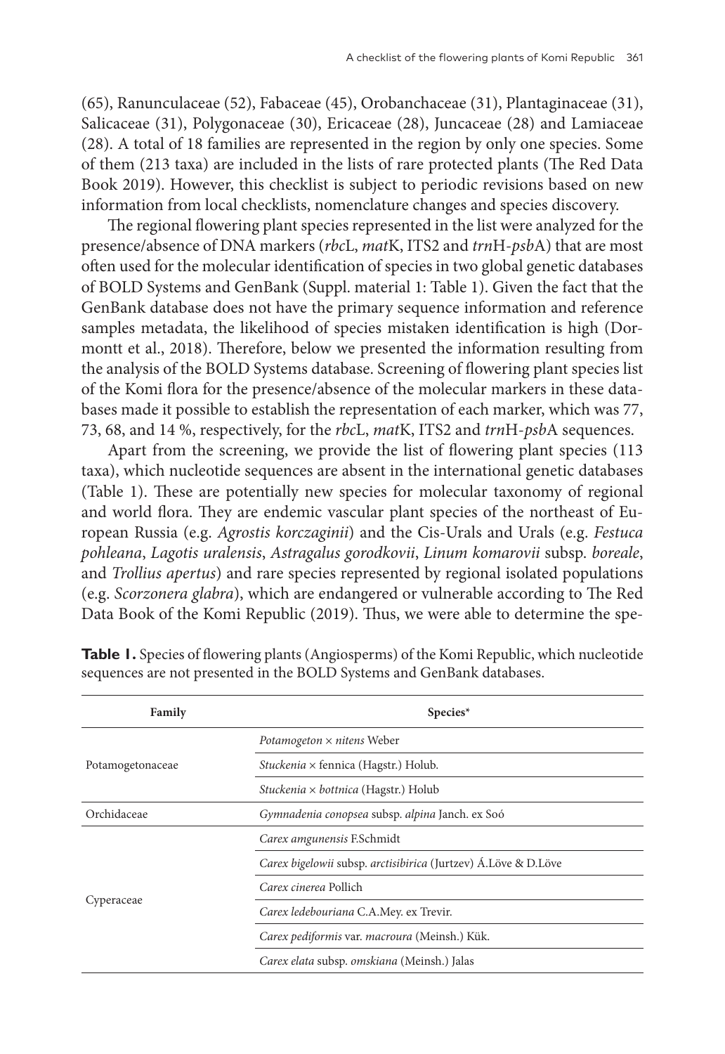(65), Ranunculaceae (52), Fabaceae (45), Orobanchaceae (31), Plantaginaceae (31), Salicaceae (31), Polygonaceae (30), Ericaceae (28), Juncaceae (28) and Lamiaceae (28). A total of 18 families are represented in the region by only one species. Some of them (213 taxa) are included in the lists of rare protected plants (The Red Data Book 2019). However, this checklist is subject to periodic revisions based on new information from local checklists, nomenclature changes and species discovery.

The regional flowering plant species represented in the list were analyzed for the presence/absence of DNA markers (*rbc*L, *mat*K, ITS2 and *trn*H-*psb*A) that are most often used for the molecular identification of species in two global genetic databases of BOLD Systems and GenBank (Suppl. material 1: Table 1). Given the fact that the GenBank database does not have the primary sequence information and reference samples metadata, the likelihood of species mistaken identification is high (Dormontt et al., 2018). Therefore, below we presented the information resulting from the analysis of the BOLD Systems database. Screening of flowering plant species list of the Komi flora for the presence/absence of the molecular markers in these databases made it possible to establish the representation of each marker, which was 77, 73, 68, and 14 %, respectively, for the *rbc*L, *mat*K, ITS2 and *trn*H-*psb*A sequences.

Apart from the screening, we provide the list of flowering plant species (113 taxa), which nucleotide sequences are absent in the international genetic databases (Table 1). These are potentially new species for molecular taxonomy of regional and world flora. They are endemic vascular plant species of the northeast of European Russia (e.g. *Agrostis korczaginii*) and the Cis-Urals and Urals (e.g. *Festuca pohleana*, *Lagotis uralensis*, *Astragalus gorodkovii*, *Linum komarovii* subsp. *boreale*, and *Trollius apertus*) and rare species represented by regional isolated populations (e.g. *Scorzonera glabra*), which are endangered or vulnerable according to The Red Data Book of the Komi Republic (2019). Thus, we were able to determine the spe-

**Table 1.** Species of flowering plants (Angiosperms) of the Komi Republic, which nucleotide sequences are not presented in the BOLD Systems and GenBank databases.

| Family | Species* |
|---|---|
| Potamogetonaceae | *Potamogeton* × *nitens* Weber |
| | *Stuckenia* × fennica (Hagstr.) Holub. |
| | *Stuckenia* × *bottnica* (Hagstr.) Holub |
| Orchidaceae | *Gymnadenia conopsea* subsp. *alpina* Janch. ex Soó |
| Cyperaceae | *Carex amgunensis* F.Schmidt |
| | *Carex bigelowii* subsp. *arctisibirica* (Jurtzev) Á.Löve & D.Löve |
| | *Carex cinerea* Pollich |
| | *Carex ledebouriana* C.A.Mey. ex Trevir. |
| | *Carex pediformis* var. *macroura* (Meinsh.) Kük. |
| | *Carex elata* subsp. *omskiana* (Meinsh.) Jalas |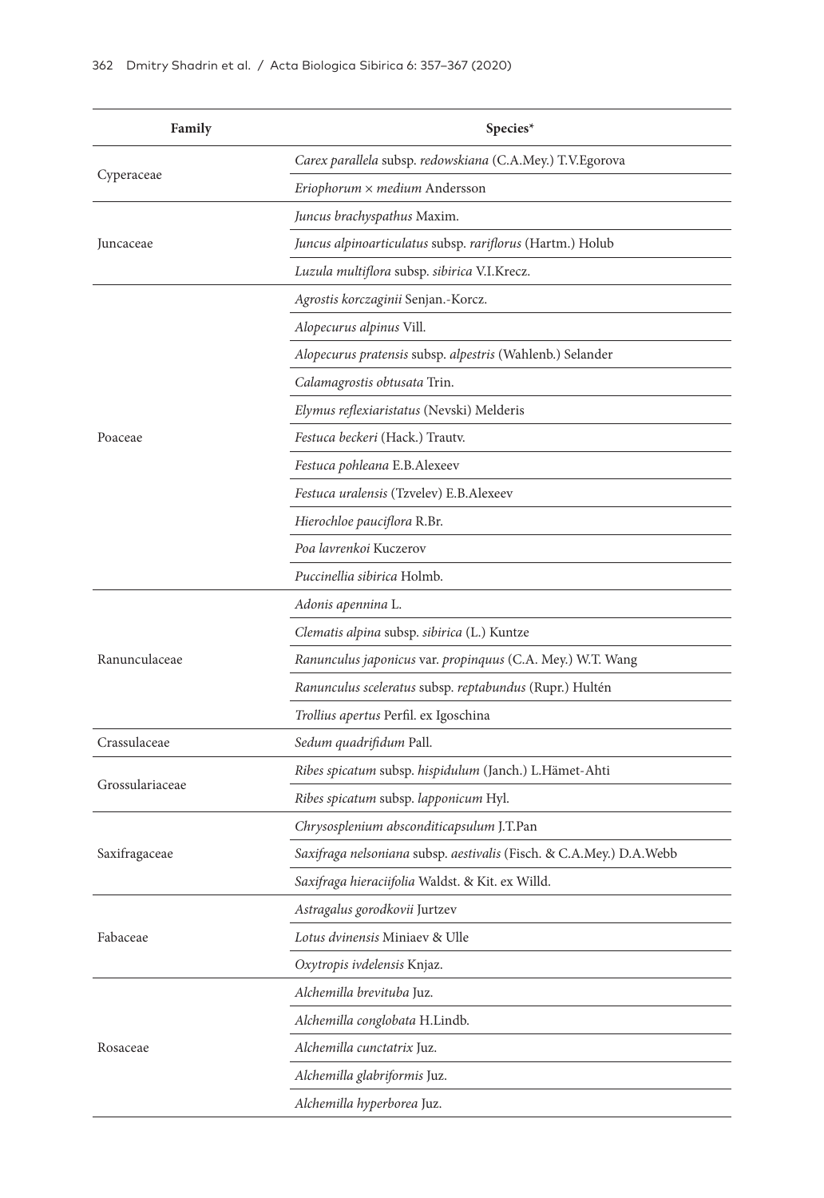| Family | Species* |
|---|---|
| Cyperaceae | *Carex parallela* subsp. *redowskiana* (C.A.Mey.) T.V.Egorova |
| | *Eriophorum* × *medium* Andersson |
| Juncaceae | *Juncus brachyspathus* Maxim. |
| | *Juncus alpinoarticulatus* subsp. *rariflorus* (Hartm.) Holub |
| | *Luzula multiflora* subsp. *sibirica* V.I.Krecz. |
| Poaceae | *Agrostis korczaginii* Senjan.-Korcz. |
| | *Alopecurus alpinus* Vill. |
| | *Alopecurus pratensis* subsp. *alpestris* (Wahlenb.) Selander |
| | *Calamagrostis obtusata* Trin. |
| | *Elymus reflexiaristatus* (Nevski) Melderis |
| | *Festuca beckeri* (Hack.) Trautv. |
| | *Festuca pohleana* E.B.Alexeev |
| | *Festuca uralensis* (Tzvelev) E.B.Alexeev |
| | *Hierochloe pauciflora* R.Br. |
| | *Poa lavrenkoi* Kuczerov |
| | *Puccinellia sibirica* Holmb. |
| Ranunculaceae | *Adonis apennina* L. |
| | *Clematis alpina* subsp. *sibirica* (L.) Kuntze |
| | *Ranunculus japonicus* var. *propinquus* (C.A. Mey.) W.T. Wang |
| | *Ranunculus sceleratus* subsp. *reptabundus* (Rupr.) Hultén |
| | *Trollius apertus* Perfil. ex Igoschina |
| Crassulaceae | *Sedum quadrifidum* Pall. |
| Grossulariaceae | *Ribes spicatum* subsp. *hispidulum* (Janch.) L.Hämet-Ahti |
| | *Ribes spicatum* subsp. *lapponicum* Hyl. |
| Saxifragaceae | *Chrysosplenium absconditicapsulum* J.T.Pan |
| | *Saxifraga nelsoniana* subsp. *aestivalis* (Fisch. & C.A.Mey.) D.A.Webb |
| | *Saxifraga hieraciifolia* Waldst. & Kit. ex Willd. |
| Fabaceae | *Astragalus gorodkovii* Jurtzev |
| | *Lotus dvinensis* Miniaev & Ulle |
| | *Oxytropis ivdelensis* Knjaz. |
| Rosaceae | *Alchemilla brevituba* Juz. |
| | *Alchemilla conglobata* H.Lindb. |
| | *Alchemilla cunctatrix* Juz. |
| | *Alchemilla glabriformis* Juz. |
| | *Alchemilla hyperborea* Juz. |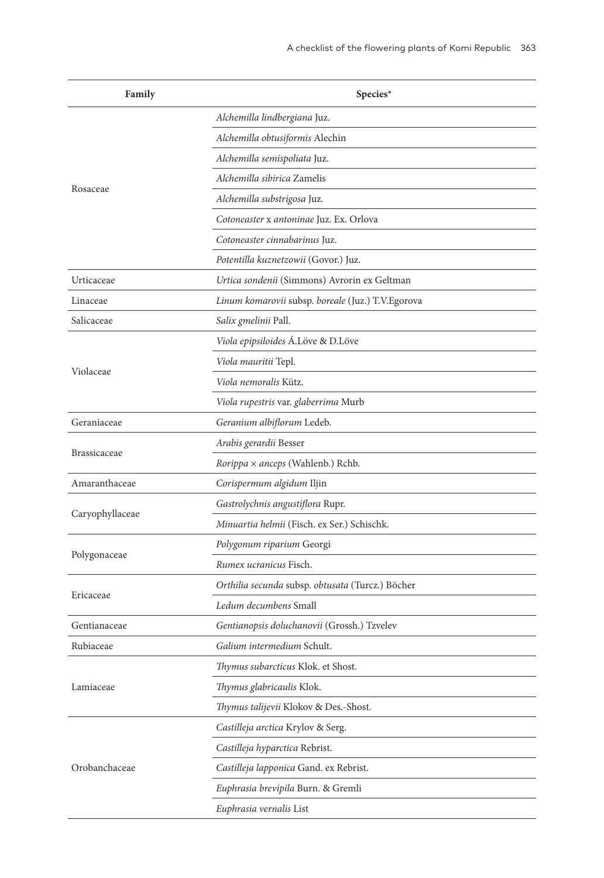| Family | Species* |
|---|---|
| Rosaceae | *Alchemilla lindbergiana* Juz. |
| | *Alchemilla obtusiformis* Alechin |
| | *Alchemilla semispoliata* Juz. |
| | *Alchemilla sibirica* Zamelis |
| | *Alchemilla substrigosa* Juz. |
| | *Cotoneaster* x *antoninae* Juz. Ex. Orlova |
| | *Cotoneaster cinnabarinus* Juz. |
| | *Potentilla kuznetzowii* (Govor.) Juz. |
| Urticaceae | *Urtica sondenii* (Simmons) Avrorin ex Geltman |
| Linaceae | *Linum komarovii* subsp. *boreale* (Juz.) T.V.Egorova |
| Salicaceae | *Salix gmelinii* Pall. |
| Violaceae | *Viola epipsiloides* Á.Löve & D.Löve |
| | *Viola mauritii* Tepl. |
| | *Viola nemoralis* Kütz. |
| | *Viola rupestris* var. *glaberrima* Murb |
| Geraniaceae | *Geranium albiflorum* Ledeb. |
| Brassicaceae | *Arabis gerardii* Besser |
| | *Rorippa* × *anceps* (Wahlenb.) Rchb. |
| Amaranthaceae | *Corispermum algidum* Iljin |
| Caryophyllaceae | *Gastrolychnis angustiflora* Rupr. |
| | *Minuartia helmii* (Fisch. ex Ser.) Schischk. |
| Polygonaceae | *Polygonum riparium* Georgi |
| | *Rumex ucranicus* Fisch. |
| Ericaceae | *Orthilia secunda* subsp. *obtusata* (Turcz.) Böcher |
| | *Ledum decumbens* Small |
| Gentianaceae | *Gentianopsis doluchanovii* (Grossh.) Tzvelev |
| Rubiaceae | *Galium intermedium* Schult. |
| Lamiaceae | *Thymus subarcticus* Klok. et Shost. |
| | *Thymus glabricaulis* Klok. |
| | *Thymus talijevii* Klokov & Des.-Shost. |
| Orobanchaceae | *Castilleja arctica* Krylov & Serg. |
| | *Castilleja hyparctica* Rebrist. |
| | *Castilleja lapponica* Gand. ex Rebrist. |
| | *Euphrasia brevipila* Burn. & Gremli |
| | *Euphrasia vernalis* List |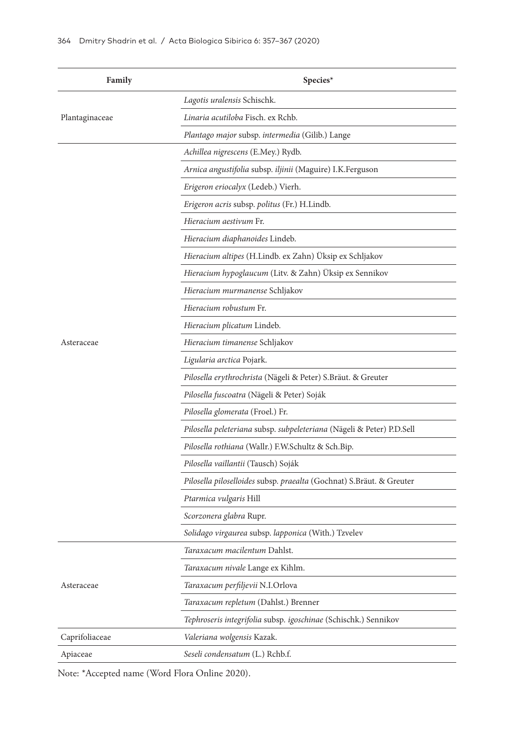| Family | Species* |
|---|---|
| Plantaginaceae | *Lagotis uralensis* Schischk. |
| | *Linaria acutiloba* Fisch. ex Rchb. |
| | *Plantago major* subsp. *intermedia* (Gilib.) Lange |
| Asteraceae | *Achillea nigrescens* (E.Mey.) Rydb. |
| | *Arnica angustifolia* subsp. *iljinii* (Maguire) I.K.Ferguson |
| | *Erigeron eriocalyx* (Ledeb.) Vierh. |
| | *Erigeron acris* subsp. *politus* (Fr.) H.Lindb. |
| | *Hieracium aestivum* Fr. |
| | *Hieracium diaphanoides* Lindeb. |
| | *Hieracium altipes* (H.Lindb. ex Zahn) Üksip ex Schljakov |
| | *Hieracium hypoglaucum* (Litv. & Zahn) Üksip ex Sennikov |
| | *Hieracium murmanense* Schljakov |
| | *Hieracium robustum* Fr. |
| | *Hieracium plicatum* Lindeb. |
| | *Hieracium timanense* Schljakov |
| | *Ligularia arctica* Pojark. |
| | *Pilosella erythrochrista* (Nägeli & Peter) S.Bräut. & Greuter |
| | *Pilosella fuscoatra* (Nägeli & Peter) Soják |
| | *Pilosella glomerata* (Froel.) Fr. |
| | *Pilosella peleteriana* subsp. *subpeleteriana* (Nägeli & Peter) P.D.Sell |
| | *Pilosella rothiana* (Wallr.) F.W.Schultz & Sch.Bip. |
| | *Pilosella vaillantii* (Tausch) Soják |
| | *Pilosella piloselloides* subsp. *praealta* (Gochnat) S.Bräut. & Greuter |
| | *Ptarmica vulgaris* Hill |
| | *Scorzonera glabra* Rupr. |
| | *Solidago virgaurea* subsp. *lapponica* (With.) Tzvelev |
| Asteraceae | *Taraxacum macilentum* Dahlst. |
| | *Taraxacum nivale* Lange ex Kihlm. |
| | *Taraxacum perfiljevii* N.I.Orlova |
| | *Taraxacum repletum* (Dahlst.) Brenner |
| | *Tephroseris integrifolia* subsp. *igoschinae* (Schischk.) Sennikov |
| Caprifoliaceae | *Valeriana wolgensis* Kazak. |
| Apiaceae | *Seseli condensatum* (L.) Rchb.f. |

Note: *Accepted name (Word Flora Online 2020).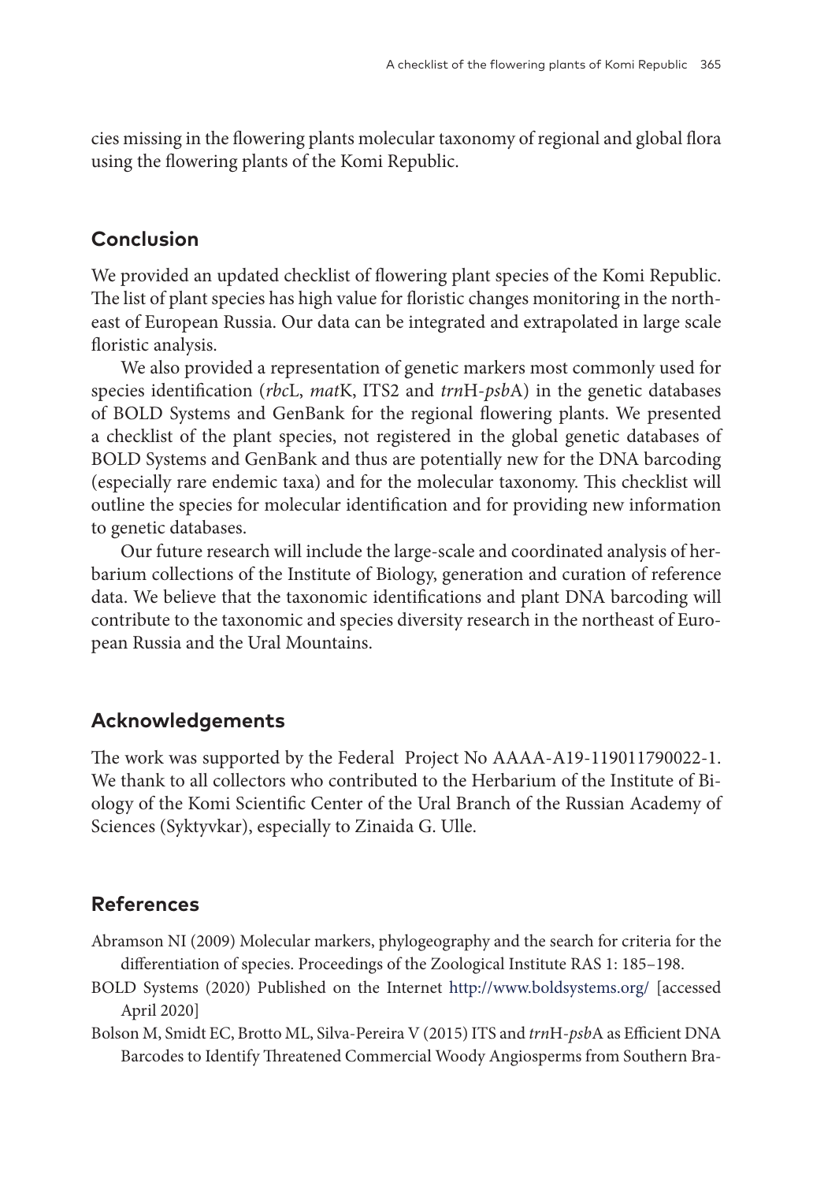cies missing in the flowering plants molecular taxonomy of regional and global flora using the flowering plants of the Komi Republic.

## Conclusion

We provided an updated checklist of flowering plant species of the Komi Republic. The list of plant species has high value for floristic changes monitoring in the northeast of European Russia. Our data can be integrated and extrapolated in large scale floristic analysis.

We also provided a representation of genetic markers most commonly used for species identification (*rbc*L, *mat*K, ITS2 and *trn*H-*psb*A) in the genetic databases of BOLD Systems and GenBank for the regional flowering plants. We presented a checklist of the plant species, not registered in the global genetic databases of BOLD Systems and GenBank and thus are potentially new for the DNA barcoding (especially rare endemic taxa) and for the molecular taxonomy. This checklist will outline the species for molecular identification and for providing new information to genetic databases.

Our future research will include the large-scale and coordinated analysis of herbarium collections of the Institute of Biology, generation and curation of reference data. We believe that the taxonomic identifications and plant DNA barcoding will contribute to the taxonomic and species diversity research in the northeast of European Russia and the Ural Mountains.

## Acknowledgements

The work was supported by the Federal Project No AAAA-A19-119011790022-1. We thank to all collectors who contributed to the Herbarium of the Institute of Biology of the Komi Scientific Center of the Ural Branch of the Russian Academy of Sciences (Syktyvkar), especially to Zinaida G. Ulle.

## References

Abramson NI (2009) Molecular markers, phylogeography and the search for criteria for the differentiation of species. Proceedings of the Zoological Institute RAS 1: 185–198.

BOLD Systems (2020) Published on the Internet http://www.boldsystems.org/ [accessed April 2020]

Bolson M, Smidt EC, Brotto ML, Silva-Pereira V (2015) ITS and *trn*H-*psb*A as Efficient DNA Barcodes to Identify Threatened Commercial Woody Angiosperms from Southern Bra-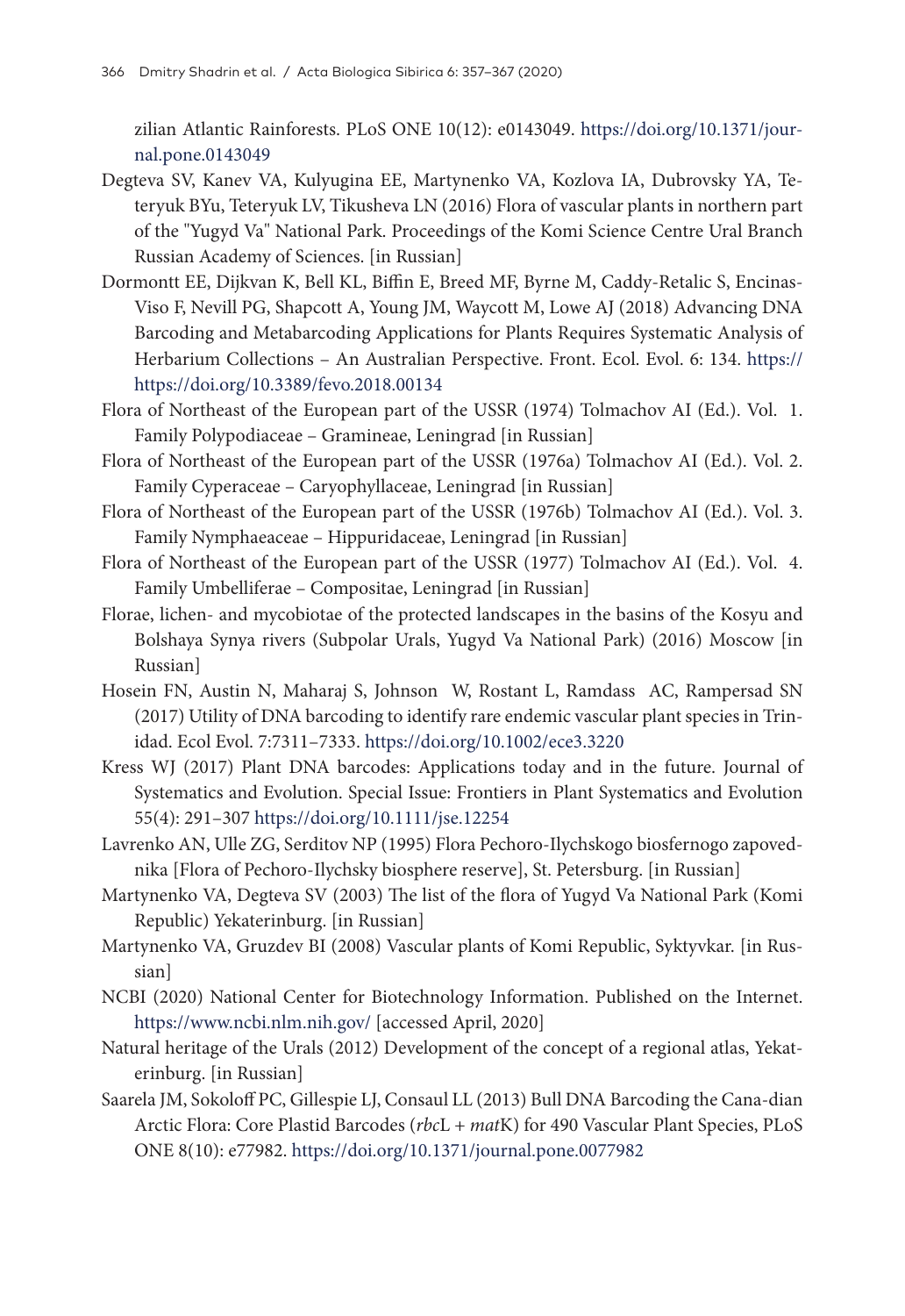zilian Atlantic Rainforests. PLoS ONE 10(12): e0143049. https://doi.org/10.1371/journal.pone.0143049

Degteva SV, Kanev VA, Kulyugina EE, Martynenko VA, Kozlova IA, Dubrovsky YA, Teteryuk BYu, Teteryuk LV, Tikusheva LN (2016) Flora of vascular plants in northern part of the "Yugyd Va" National Park. Proceedings of the Komi Science Centre Ural Branch Russian Academy of Sciences. [in Russian]

Dormontt EE, Dijkvan K, Bell KL, Biffin E, Breed MF, Byrne M, Caddy-Retalic S, Encinas-Viso F, Nevill PG, Shapcott A, Young JM, Waycott M, Lowe AJ (2018) Advancing DNA Barcoding and Metabarcoding Applications for Plants Requires Systematic Analysis of Herbarium Collections – An Australian Perspective. Front. Ecol. Evol. 6: 134. https://https://doi.org/10.3389/fevo.2018.00134

Flora of Northeast of the European part of the USSR (1974) Tolmachov AI (Ed.). Vol. 1. Family Polypodiaceae – Gramineae, Leningrad [in Russian]

Flora of Northeast of the European part of the USSR (1976a) Tolmachov AI (Ed.). Vol. 2. Family Cyperaceae – Caryophyllaceae, Leningrad [in Russian]

Flora of Northeast of the European part of the USSR (1976b) Tolmachov AI (Ed.). Vol. 3. Family Nymphaeaceae – Hippuridaceae, Leningrad [in Russian]

Flora of Northeast of the European part of the USSR (1977) Tolmachov AI (Ed.). Vol. 4. Family Umbelliferae – Compositae, Leningrad [in Russian]

Florae, lichen- and mycobiotae of the protected landscapes in the basins of the Kosyu and Bolshaya Synya rivers (Subpolar Urals, Yugyd Va National Park) (2016) Moscow [in Russian]

Hosein FN, Austin N, Maharaj S, Johnson W, Rostant L, Ramdass AC, Rampersad SN (2017) Utility of DNA barcoding to identify rare endemic vascular plant species in Trinidad. Ecol Evol. 7:7311–7333. https://doi.org/10.1002/ece3.3220

Kress WJ (2017) Plant DNA barcodes: Applications today and in the future. Journal of Systematics and Evolution. Special Issue: Frontiers in Plant Systematics and Evolution 55(4): 291–307 https://doi.org/10.1111/jse.12254

Lavrenko AN, Ulle ZG, Serditov NP (1995) Flora Pechoro-Ilychskogo biosfernogo zapovednika [Flora of Pechoro-Ilychsky biosphere reserve], St. Petersburg. [in Russian]

Martynenko VA, Degteva SV (2003) The list of the flora of Yugyd Va National Park (Komi Republic) Yekaterinburg. [in Russian]

Martynenko VA, Gruzdev BI (2008) Vascular plants of Komi Republic, Syktyvkar. [in Russian]

NCBI (2020) National Center for Biotechnology Information. Published on the Internet. https://www.ncbi.nlm.nih.gov/ [accessed April, 2020]

Natural heritage of the Urals (2012) Development of the concept of a regional atlas, Yekaterinburg. [in Russian]

Saarela JM, Sokoloff PC, Gillespie LJ, Consaul LL (2013) Bull DNA Barcoding the Cana-dian Arctic Flora: Core Plastid Barcodes (*rbc*L + *mat*K) for 490 Vascular Plant Species, PLoS ONE 8(10): e77982. https://doi.org/10.1371/journal.pone.0077982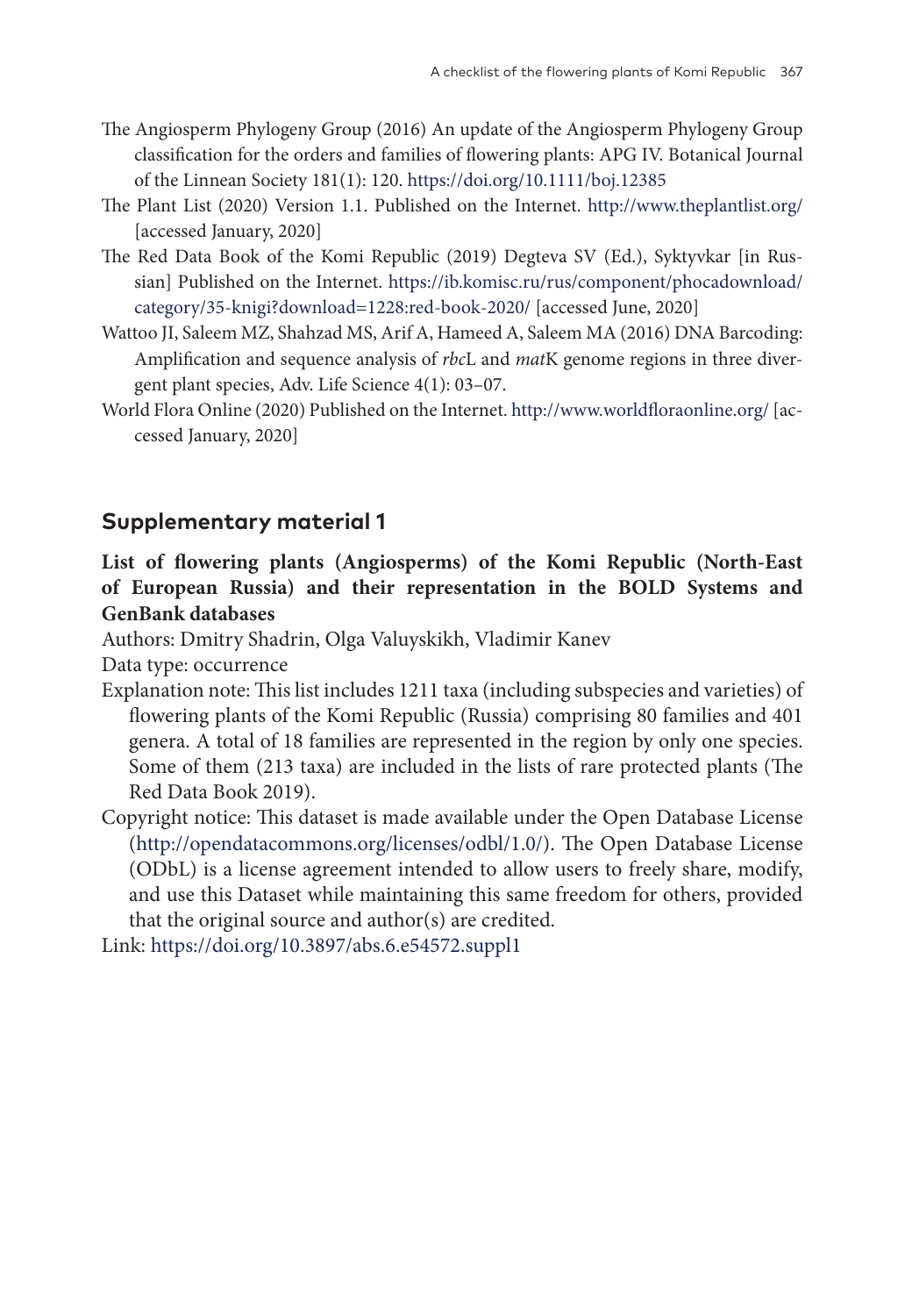The Angiosperm Phylogeny Group (2016) An update of the Angiosperm Phylogeny Group classification for the orders and families of flowering plants: APG IV. Botanical Journal of the Linnean Society 181(1): 120. https://doi.org/10.1111/boj.12385

The Plant List (2020) Version 1.1. Published on the Internet. http://www.theplantlist.org/ [accessed January, 2020]

The Red Data Book of the Komi Republic (2019) Degteva SV (Ed.), Syktyvkar [in Russian] Published on the Internet. https://ib.komisc.ru/rus/component/phocadownload/category/35-knigi?download=1228:red-book-2020/ [accessed June, 2020]

Wattoo JI, Saleem MZ, Shahzad MS, Arif A, Hameed A, Saleem MA (2016) DNA Barcoding: Amplification and sequence analysis of *rbc*L and *mat*K genome regions in three divergent plant species, Adv. Life Science 4(1): 03–07.

World Flora Online (2020) Published on the Internet. http://www.worldfloraonline.org/ [accessed January, 2020]

## Supplementary material 1

**List of flowering plants (Angiosperms) of the Komi Republic (North-East of European Russia) and their representation in the BOLD Systems and GenBank databases**

Authors: Dmitry Shadrin, Olga Valuyskikh, Vladimir Kanev

Data type: occurrence

Explanation note: This list includes 1211 taxa (including subspecies and varieties) of flowering plants of the Komi Republic (Russia) comprising 80 families and 401 genera. A total of 18 families are represented in the region by only one species. Some of them (213 taxa) are included in the lists of rare protected plants (The Red Data Book 2019).

Copyright notice: This dataset is made available under the Open Database License (http://opendatacommons.org/licenses/odbl/1.0/). The Open Database License (ODbL) is a license agreement intended to allow users to freely share, modify, and use this Dataset while maintaining this same freedom for others, provided that the original source and author(s) are credited.

Link: https://doi.org/10.3897/abs.6.e54572.suppl1